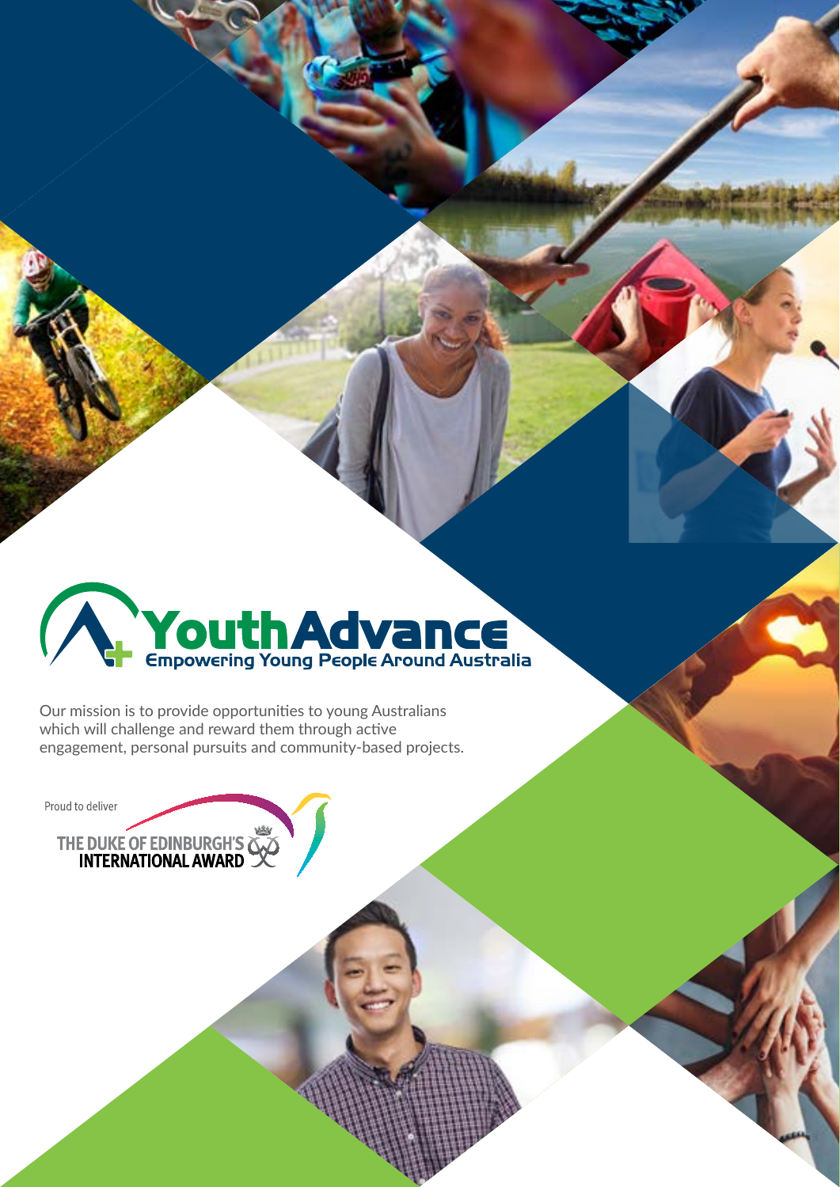# YouthAdvance

Empowering Young People Around Australia

Our mission is to provide opportunities to young Australians which will challenge and reward them through active engagement, personal pursuits and community-based projects.

Proud to deliver

THE DUKE OF EDINBURGH'S INTERNATIONAL AWARD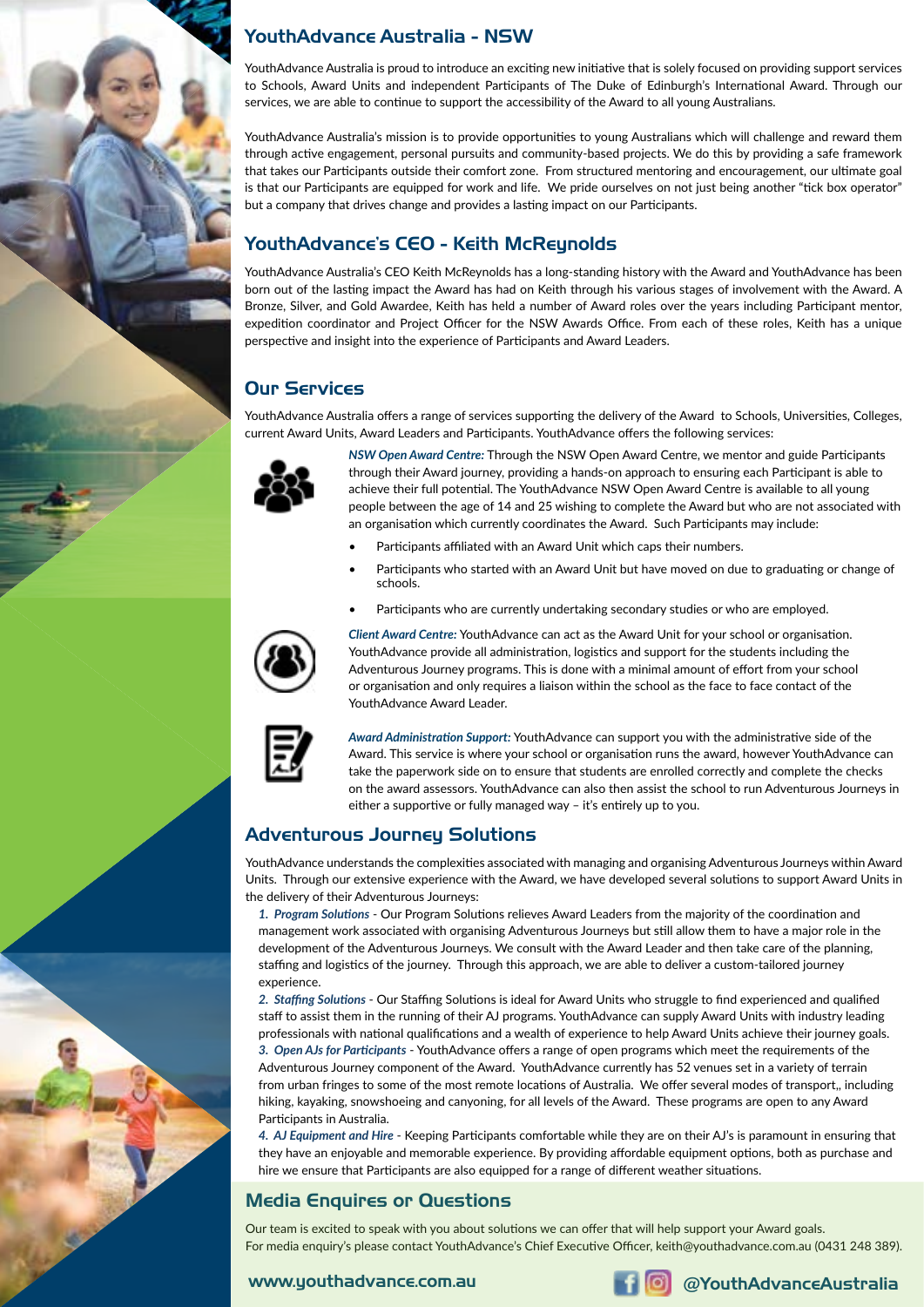## YouthAdvance Australia - NSW

YouthAdvance Australia is proud to introduce an exciting new initiative that is solely focused on providing support services to Schools, Award Units and independent Participants of The Duke of Edinburgh's International Award. Through our services, we are able to continue to support the accessibility of the Award to all young Australians.

YouthAdvance Australia's mission is to provide opportunities to young Australians which will challenge and reward them through active engagement, personal pursuits and community-based projects. We do this by providing a safe framework that takes our Participants outside their comfort zone. From structured mentoring and encouragement, our ultimate goal is that our Participants are equipped for work and life. We pride ourselves on not just being another "tick box operator" but a company that drives change and provides a lasting impact on our Participants.

## YouthAdvance's CEO - Keith McReynolds

YouthAdvance Australia's CEO Keith McReynolds has a long-standing history with the Award and YouthAdvance has been born out of the lasting impact the Award has had on Keith through his various stages of involvement with the Award. A Bronze, Silver, and Gold Awardee, Keith has held a number of Award roles over the years including Participant mentor, expedition coordinator and Project Officer for the NSW Awards Office. From each of these roles, Keith has a unique perspective and insight into the experience of Participants and Award Leaders.

## Our Services

YouthAdvance Australia offers a range of services supporting the delivery of the Award to Schools, Universities, Colleges, current Award Units, Award Leaders and Participants. YouthAdvance offers the following services:

***NSW Open Award Centre:*** Through the NSW Open Award Centre, we mentor and guide Participants through their Award journey, providing a hands-on approach to ensuring each Participant is able to achieve their full potential. The YouthAdvance NSW Open Award Centre is available to all young people between the age of 14 and 25 wishing to complete the Award but who are not associated with an organisation which currently coordinates the Award. Such Participants may include:

- Participants affiliated with an Award Unit which caps their numbers.
- Participants who started with an Award Unit but have moved on due to graduating or change of schools.
- Participants who are currently undertaking secondary studies or who are employed.

***Client Award Centre:*** YouthAdvance can act as the Award Unit for your school or organisation. YouthAdvance provide all administration, logistics and support for the students including the Adventurous Journey programs. This is done with a minimal amount of effort from your school or organisation and only requires a liaison within the school as the face to face contact of the YouthAdvance Award Leader.

***Award Administration Support:*** YouthAdvance can support you with the administrative side of the Award. This service is where your school or organisation runs the award, however YouthAdvance can take the paperwork side on to ensure that students are enrolled correctly and complete the checks on the award assessors. YouthAdvance can also then assist the school to run Adventurous Journeys in either a supportive or fully managed way – it's entirely up to you.

## Adventurous Journey Solutions

YouthAdvance understands the complexities associated with managing and organising Adventurous Journeys within Award Units. Through our extensive experience with the Award, we have developed several solutions to support Award Units in the delivery of their Adventurous Journeys:

1. ***Program Solutions*** - Our Program Solutions relieves Award Leaders from the majority of the coordination and management work associated with organising Adventurous Journeys but still allow them to have a major role in the development of the Adventurous Journeys. We consult with the Award Leader and then take care of the planning, staffing and logistics of the journey. Through this approach, we are able to deliver a custom-tailored journey experience.
2. ***Staffing Solutions*** - Our Staffing Solutions is ideal for Award Units who struggle to find experienced and qualified staff to assist them in the running of their AJ programs. YouthAdvance can supply Award Units with industry leading professionals with national qualifications and a wealth of experience to help Award Units achieve their journey goals.
3. ***Open AJs for Participants*** - YouthAdvance offers a range of open programs which meet the requirements of the Adventurous Journey component of the Award. YouthAdvance currently has 52 venues set in a variety of terrain from urban fringes to some of the most remote locations of Australia. We offer several modes of transport,, including hiking, kayaking, snowshoeing and canyoning, for all levels of the Award. These programs are open to any Award Participants in Australia.
4. ***AJ Equipment and Hire*** - Keeping Participants comfortable while they are on their AJ's is paramount in ensuring that they have an enjoyable and memorable experience. By providing affordable equipment options, both as purchase and hire we ensure that Participants are also equipped for a range of different weather situations.

## Media Enquires or Questions

Our team is excited to speak with you about solutions we can offer that will help support your Award goals.
For media enquiry's please contact YouthAdvance's Chief Executive Officer, keith@youthadvance.com.au (0431 248 389).

**www.youthadvance.com.au** **@YouthAdvanceAustralia**